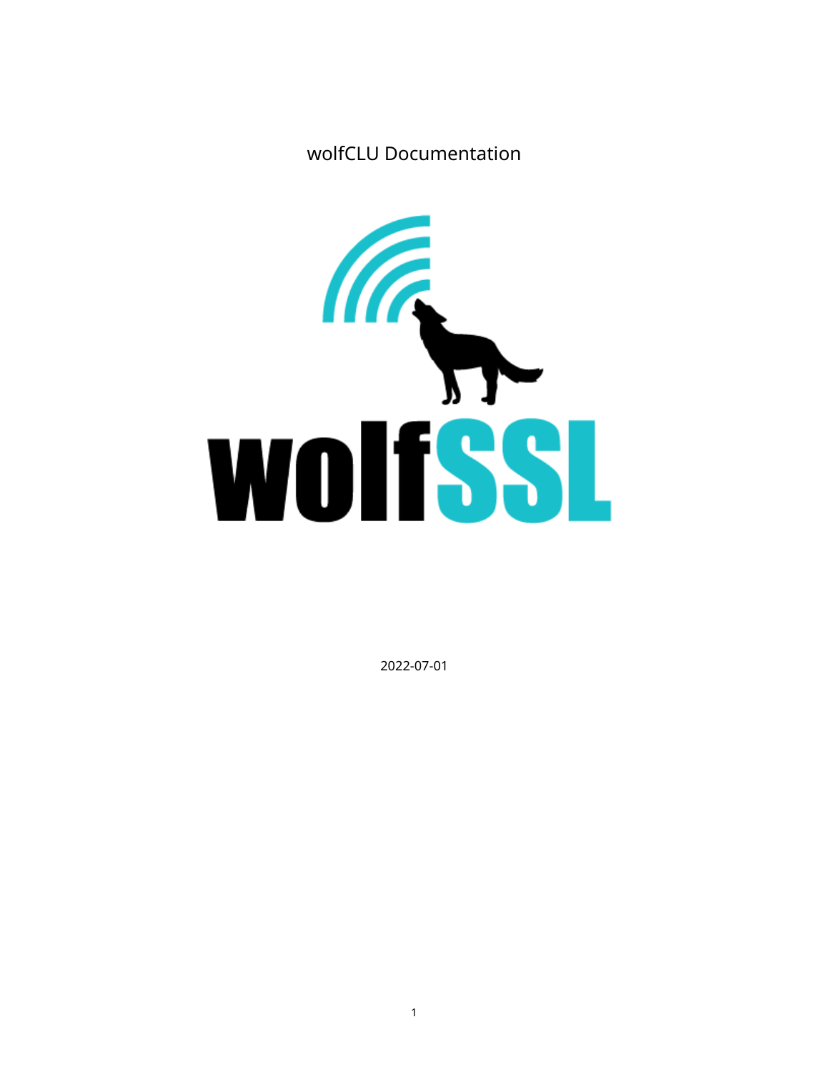# wolfCLU Documentation

2022-07-01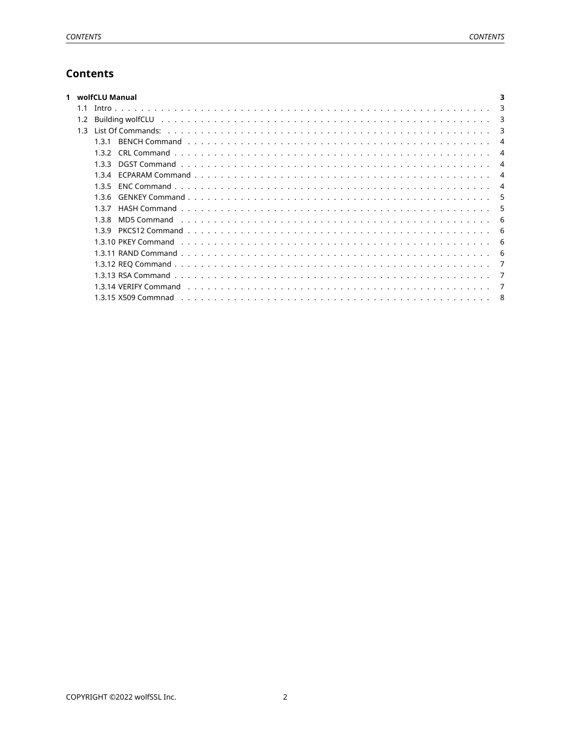# Contents

- **1 wolfCLU Manual** — 3
  - 1.1 Intro — 3
  - 1.2 Building wolfCLU — 3
  - 1.3 List Of Commands: — 3
    - 1.3.1 BENCH Command — 4
    - 1.3.2 CRL Command — 4
    - 1.3.3 DGST Command — 4
    - 1.3.4 ECPARAM Command — 4
    - 1.3.5 ENC Command — 4
    - 1.3.6 GENKEY Command — 5
    - 1.3.7 HASH Command — 5
    - 1.3.8 MD5 Command — 6
    - 1.3.9 PKCS12 Command — 6
    - 1.3.10 PKEY Command — 6
    - 1.3.11 RAND Command — 6
    - 1.3.12 REQ Command — 7
    - 1.3.13 RSA Command — 7
    - 1.3.14 VERIFY Command — 7
    - 1.3.15 X509 Commnad — 8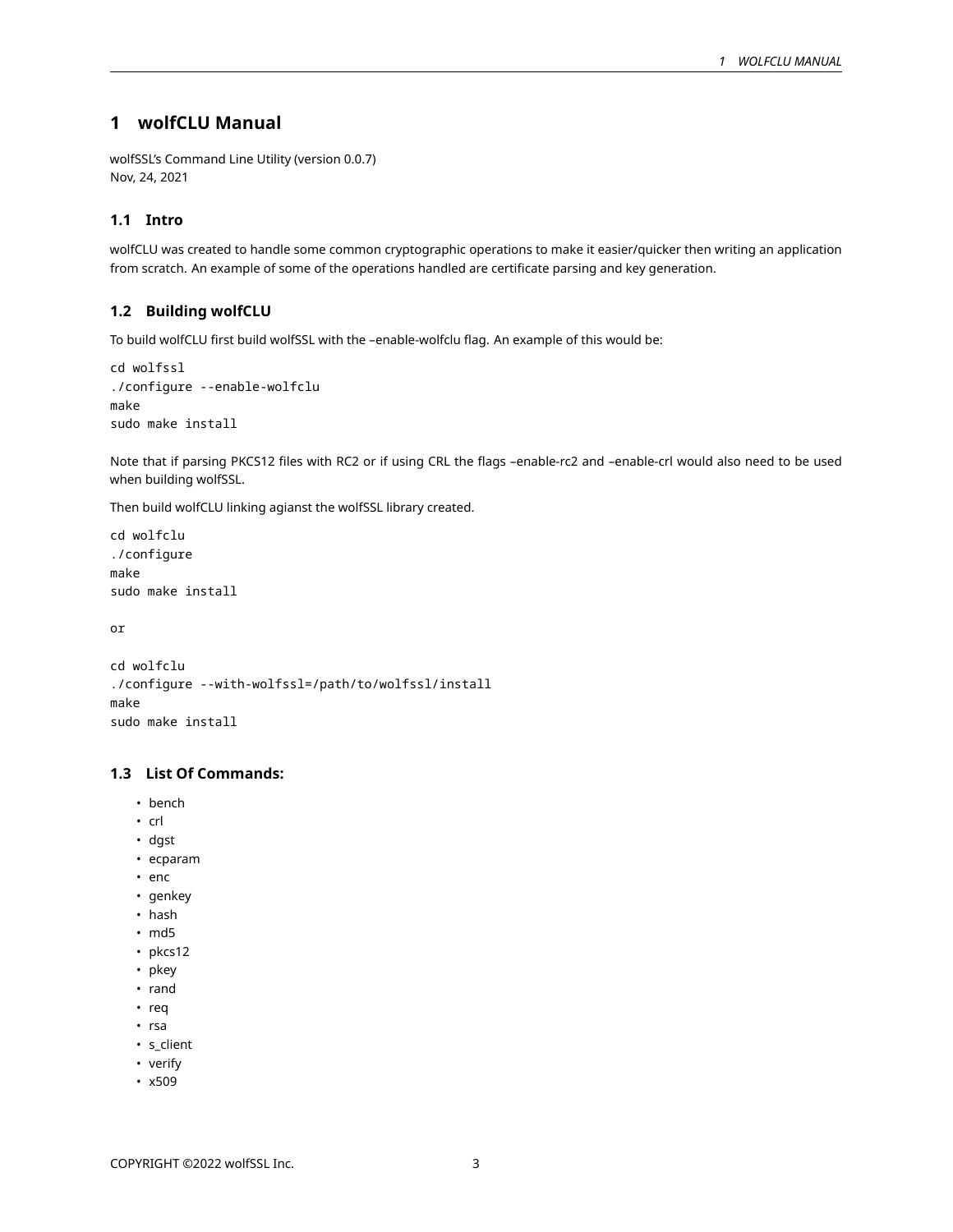# 1 wolfCLU Manual

wolfSSL's Command Line Utility (version 0.0.7)
Nov, 24, 2021

## 1.1 Intro

wolfCLU was created to handle some common cryptographic operations to make it easier/quicker then writing an application from scratch. An example of some of the operations handled are certificate parsing and key generation.

## 1.2 Building wolfCLU

To build wolfCLU first build wolfSSL with the –enable-wolfclu flag. An example of this would be:

```
cd wolfssl
./configure --enable-wolfclu
make
sudo make install
```

Note that if parsing PKCS12 files with RC2 or if using CRL the flags –enable-rc2 and –enable-crl would also need to be used when building wolfSSL.

Then build wolfCLU linking agianst the wolfSSL library created.

```
cd wolfclu
./configure
make
sudo make install

or

cd wolfclu
./configure --with-wolfssl=/path/to/wolfssl/install
make
sudo make install
```

## 1.3 List Of Commands:

- bench
- crl
- dgst
- ecparam
- enc
- genkey
- hash
- md5
- pkcs12
- pkey
- rand
- req
- rsa
- s_client
- verify
- x509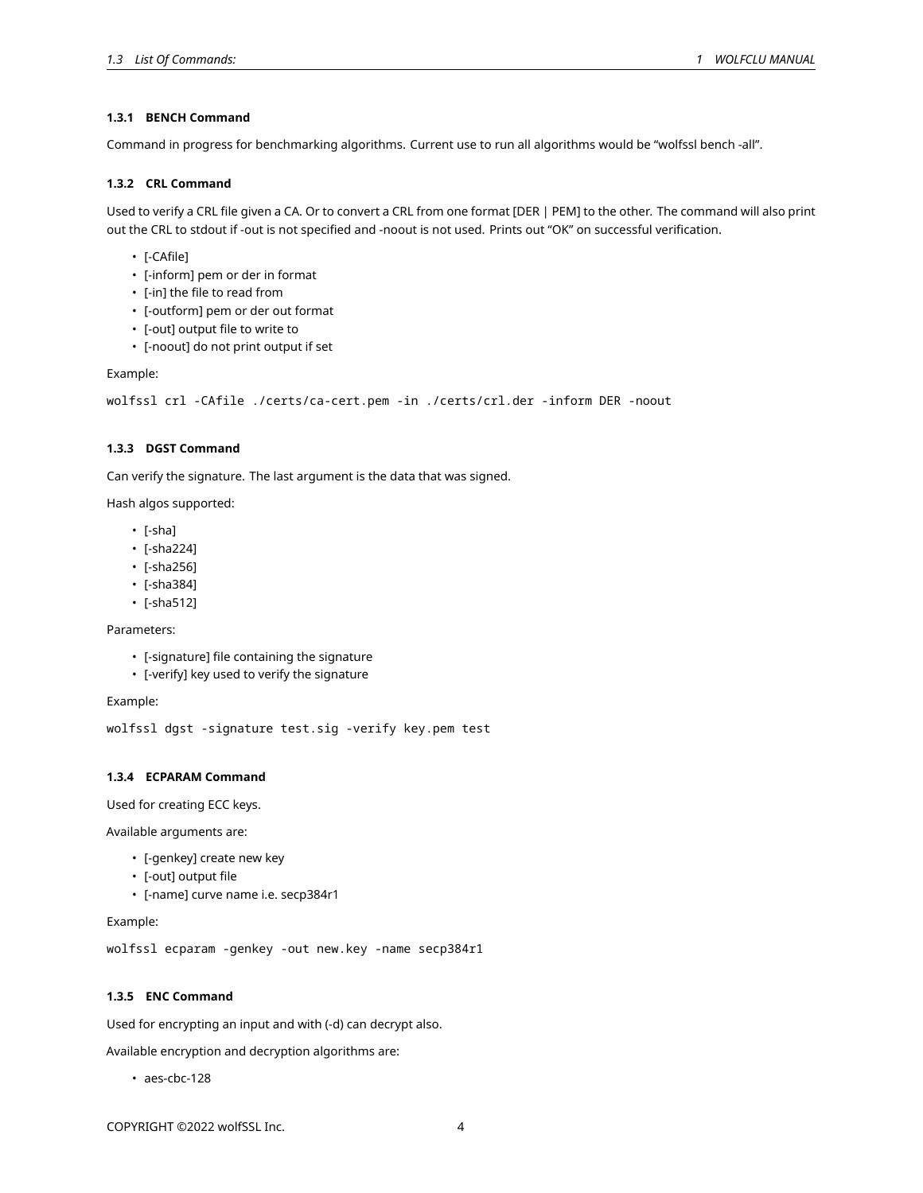#### 1.3.1 BENCH Command

Command in progress for benchmarking algorithms. Current use to run all algorithms would be "wolfssl bench -all".

#### 1.3.2 CRL Command

Used to verify a CRL file given a CA. Or to convert a CRL from one format [DER | PEM] to the other. The command will also print out the CRL to stdout if -out is not specified and -noout is not used. Prints out "OK" on successful verification.

- [-CAfile]
- [-inform] pem or der in format
- [-in] the file to read from
- [-outform] pem or der out format
- [-out] output file to write to
- [-noout] do not print output if set

Example:

```
wolfssl crl -CAfile ./certs/ca-cert.pem -in ./certs/crl.der -inform DER -noout
```

#### 1.3.3 DGST Command

Can verify the signature. The last argument is the data that was signed.

Hash algos supported:

- [-sha]
- [-sha224]
- [-sha256]
- [-sha384]
- [-sha512]

Parameters:

- [-signature] file containing the signature
- [-verify] key used to verify the signature

Example:

```
wolfssl dgst -signature test.sig -verify key.pem test
```

#### 1.3.4 ECPARAM Command

Used for creating ECC keys.

Available arguments are:

- [-genkey] create new key
- [-out] output file
- [-name] curve name i.e. secp384r1

Example:

```
wolfssl ecparam -genkey -out new.key -name secp384r1
```

#### 1.3.5 ENC Command

Used for encrypting an input and with (-d) can decrypt also.

Available encryption and decryption algorithms are:

- aes-cbc-128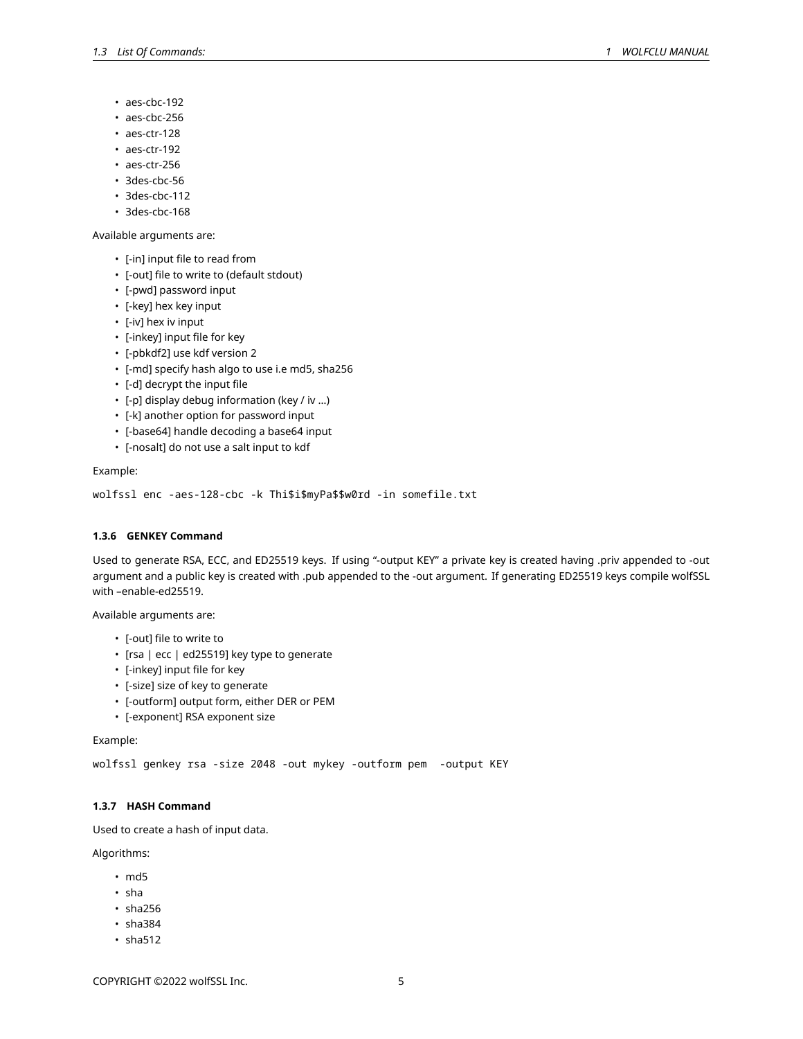- aes-cbc-192
- aes-cbc-256
- aes-ctr-128
- aes-ctr-192
- aes-ctr-256
- 3des-cbc-56
- 3des-cbc-112
- 3des-cbc-168

Available arguments are:

- [-in] input file to read from
- [-out] file to write to (default stdout)
- [-pwd] password input
- [-key] hex key input
- [-iv] hex iv input
- [-inkey] input file for key
- [-pbkdf2] use kdf version 2
- [-md] specify hash algo to use i.e md5, sha256
- [-d] decrypt the input file
- [-p] display debug information (key / iv …)
- [-k] another option for password input
- [-base64] handle decoding a base64 input
- [-nosalt] do not use a salt input to kdf

Example:

```
wolfssl enc -aes-128-cbc -k Thi$i$myPa$$w0rd -in somefile.txt
```

#### 1.3.6 GENKEY Command

Used to generate RSA, ECC, and ED25519 keys. If using "-output KEY" a private key is created having .priv appended to -out argument and a public key is created with .pub appended to the -out argument. If generating ED25519 keys compile wolfSSL with –enable-ed25519.

Available arguments are:

- [-out] file to write to
- [rsa | ecc | ed25519] key type to generate
- [-inkey] input file for key
- [-size] size of key to generate
- [-outform] output form, either DER or PEM
- [-exponent] RSA exponent size

Example:

```
wolfssl genkey rsa -size 2048 -out mykey -outform pem  -output KEY
```

#### 1.3.7 HASH Command

Used to create a hash of input data.

Algorithms:

- md5
- sha
- sha256
- sha384
- sha512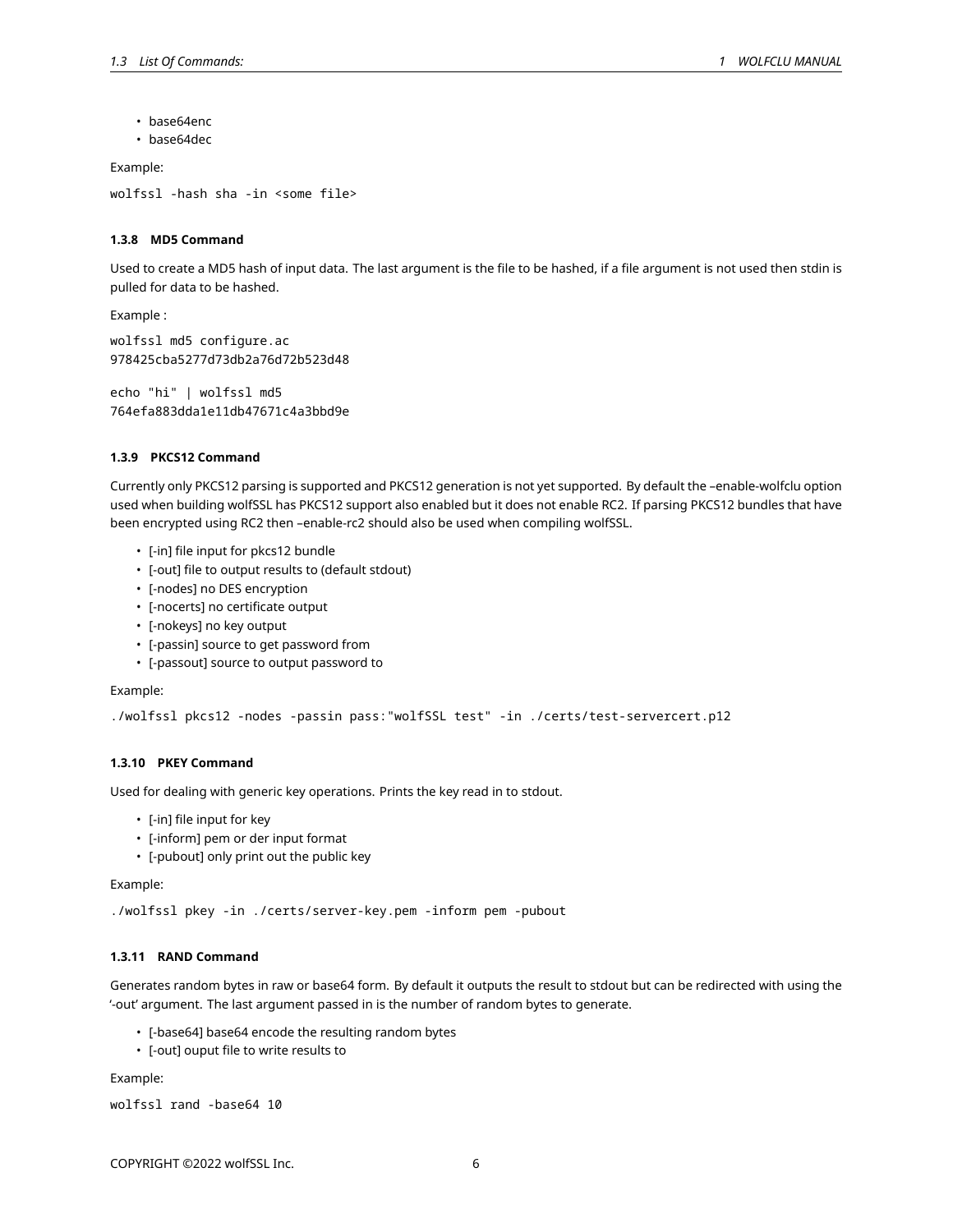- base64enc
- base64dec

Example:

```
wolfssl -hash sha -in <some file>
```

#### 1.3.8 MD5 Command

Used to create a MD5 hash of input data. The last argument is the file to be hashed, if a file argument is not used then stdin is pulled for data to be hashed.

Example :

```
wolfssl md5 configure.ac
978425cba5277d73db2a76d72b523d48
```

```
echo "hi" | wolfssl md5
764efa883dda1e11db47671c4a3bbd9e
```

#### 1.3.9 PKCS12 Command

Currently only PKCS12 parsing is supported and PKCS12 generation is not yet supported. By default the –enable-wolfclu option used when building wolfSSL has PKCS12 support also enabled but it does not enable RC2. If parsing PKCS12 bundles that have been encrypted using RC2 then –enable-rc2 should also be used when compiling wolfSSL.

- [-in] file input for pkcs12 bundle
- [-out] file to output results to (default stdout)
- [-nodes] no DES encryption
- [-nocerts] no certificate output
- [-nokeys] no key output
- [-passin] source to get password from
- [-passout] source to output password to

Example:

```
./wolfssl pkcs12 -nodes -passin pass:"wolfSSL test" -in ./certs/test-servercert.p12
```

#### 1.3.10 PKEY Command

Used for dealing with generic key operations. Prints the key read in to stdout.

- [-in] file input for key
- [-inform] pem or der input format
- [-pubout] only print out the public key

Example:

```
./wolfssl pkey -in ./certs/server-key.pem -inform pem -pubout
```

#### 1.3.11 RAND Command

Generates random bytes in raw or base64 form. By default it outputs the result to stdout but can be redirected with using the '-out' argument. The last argument passed in is the number of random bytes to generate.

- [-base64] base64 encode the resulting random bytes
- [-out] ouput file to write results to

Example:

```
wolfssl rand -base64 10
```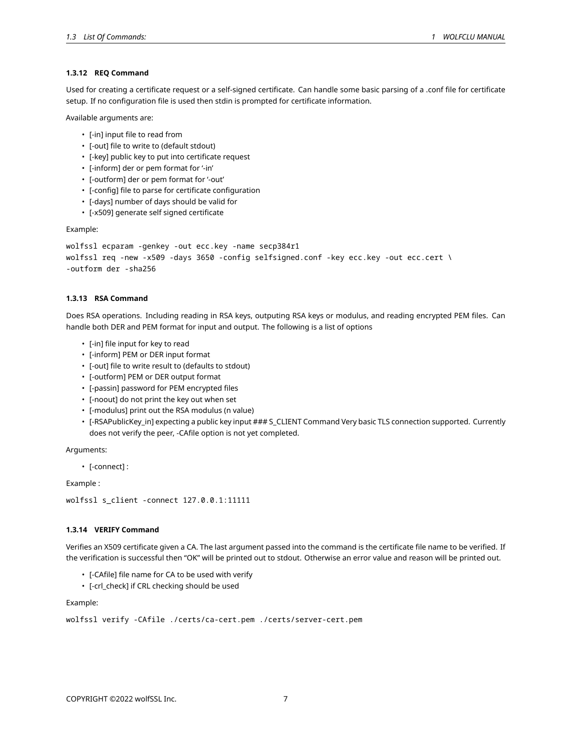#### 1.3.12 REQ Command

Used for creating a certificate request or a self-signed certificate. Can handle some basic parsing of a .conf file for certificate setup. If no configuration file is used then stdin is prompted for certificate information.

Available arguments are:

- [-in] input file to read from
- [-out] file to write to (default stdout)
- [-key] public key to put into certificate request
- [-inform] der or pem format for '-in'
- [-outform] der or pem format for '-out'
- [-config] file to parse for certificate configuration
- [-days] number of days should be valid for
- [-x509] generate self signed certificate

Example:

```
wolfssl ecparam -genkey -out ecc.key -name secp384r1
wolfssl req -new -x509 -days 3650 -config selfsigned.conf -key ecc.key -out ecc.cert \
-outform der -sha256
```

#### 1.3.13 RSA Command

Does RSA operations. Including reading in RSA keys, outputing RSA keys or modulus, and reading encrypted PEM files. Can handle both DER and PEM format for input and output. The following is a list of options

- [-in] file input for key to read
- [-inform] PEM or DER input format
- [-out] file to write result to (defaults to stdout)
- [-outform] PEM or DER output format
- [-passin] password for PEM encrypted files
- [-noout] do not print the key out when set
- [-modulus] print out the RSA modulus (n value)
- [-RSAPublicKey_in] expecting a public key input ### S_CLIENT Command Very basic TLS connection supported. Currently does not verify the peer, -CAfile option is not yet completed.

Arguments:

- [-connect] :

Example :

```
wolfssl s_client -connect 127.0.0.1:11111
```

#### 1.3.14 VERIFY Command

Verifies an X509 certificate given a CA. The last argument passed into the command is the certificate file name to be verified. If the verification is successful then "OK" will be printed out to stdout. Otherwise an error value and reason will be printed out.

- [-CAfile] file name for CA to be used with verify
- [-crl_check] if CRL checking should be used

Example:

```
wolfssl verify -CAfile ./certs/ca-cert.pem ./certs/server-cert.pem
```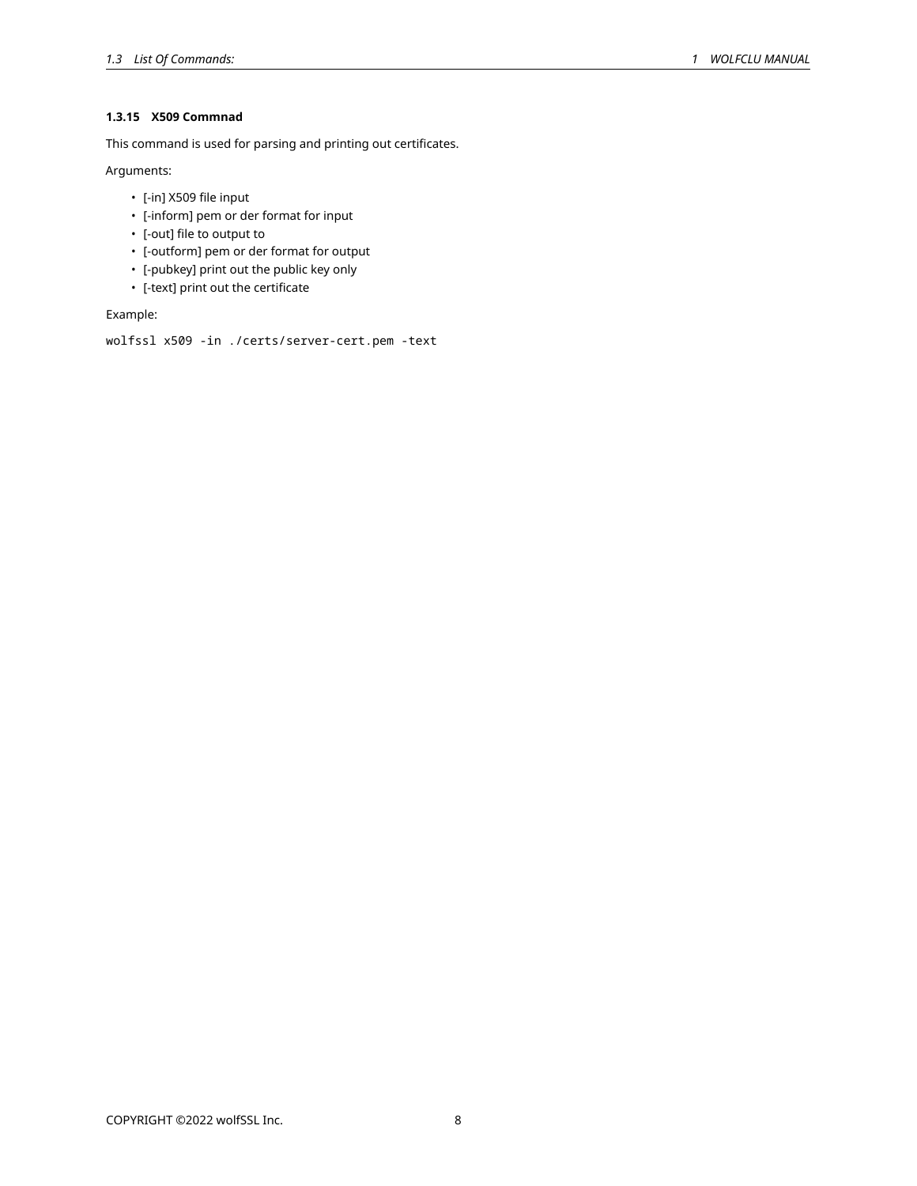#### 1.3.15 X509 Commnad

This command is used for parsing and printing out certificates.

Arguments:

- [-in] X509 file input
- [-inform] pem or der format for input
- [-out] file to output to
- [-outform] pem or der format for output
- [-pubkey] print out the public key only
- [-text] print out the certificate

Example:

```
wolfssl x509 -in ./certs/server-cert.pem -text
```